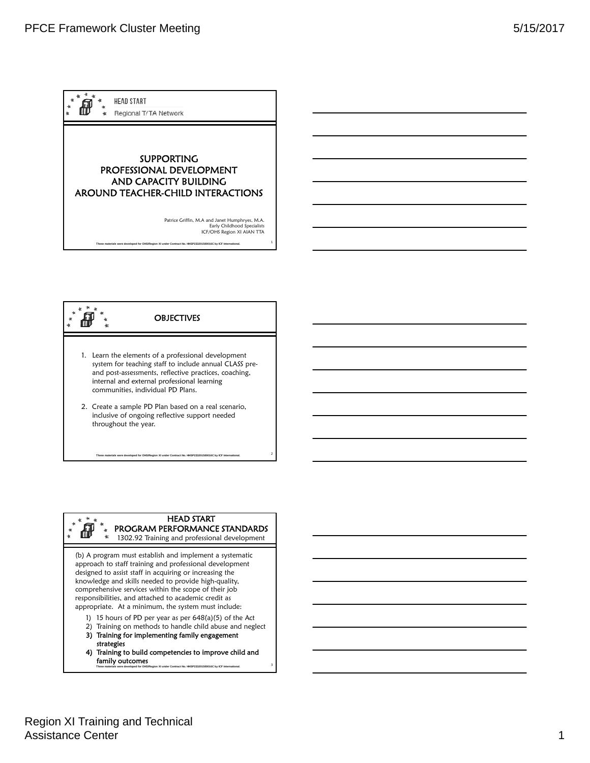HEAD START
Regional T/TA Network

# SUPPORTING PROFESSIONAL DEVELOPMENT AND CAPACITY BUILDING AROUND TEACHER-CHILD INTERACTIONS

Patrice Griffin, M.A and Janet Humphryes, M.A.
Early Childhood Specialists
ICF/OHS Region XI AIAN TTA

These materials were developed for OHS/Region XI under Contract No. HHSP233201500016C by ICF International.

## OBJECTIVES

1. Learn the elements of a professional development system for teaching staff to include annual CLASS pre- and post-assessments, reflective practices, coaching, internal and external professional learning communities, individual PD Plans.
2. Create a sample PD Plan based on a real scenario, inclusive of ongoing reflective support needed throughout the year.

These materials were developed for OHS/Region XI under Contract No. HHSP233201500016C by ICF International.

## HEAD START PROGRAM PERFORMANCE STANDARDS

1302.92 Training and professional development

(b) A program must establish and implement a systematic approach to staff training and professional development designed to assist staff in acquiring or increasing the knowledge and skills needed to provide high-quality, comprehensive services within the scope of their job responsibilities, and attached to academic credit as appropriate. At a minimum, the system must include:

1) 15 hours of PD per year as per 648(a)(5) of the Act
2) Training on methods to handle child abuse and neglect
3) **Training for implementing family engagement strategies**
4) **Training to build competencies to improve child and family outcomes**

These materials were developed for OHS/Region XI under Contract No. HHSP233201500016C by ICF International.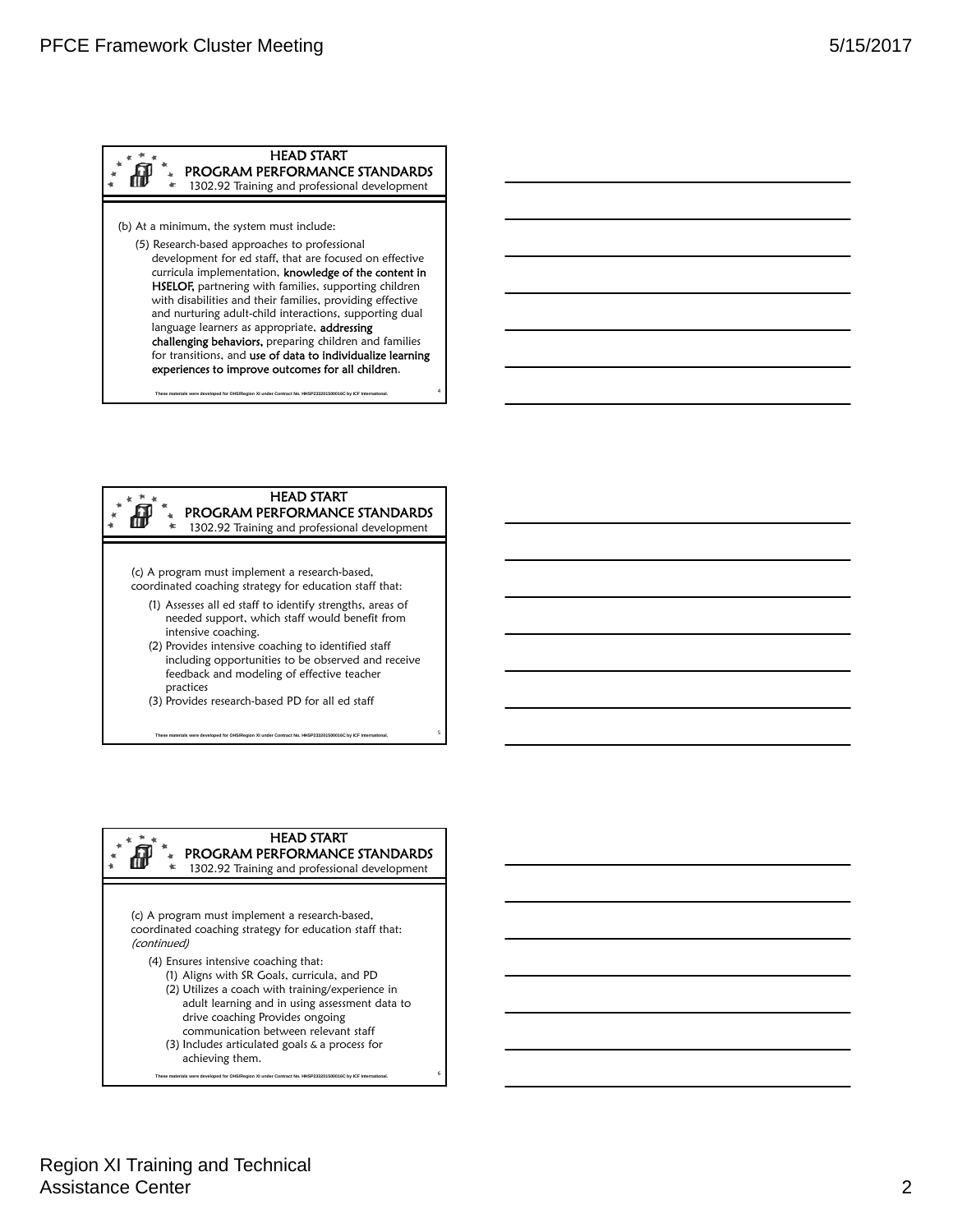## HEAD START PROGRAM PERFORMANCE STANDARDS

### 1302.92 Training and professional development

(b) At a minimum, the system must include:

(5) Research-based approaches to professional development for ed staff, that are focused on effective curricula implementation, **knowledge of the content in HSELOF,** partnering with families, supporting children with disabilities and their families, providing effective and nurturing adult-child interactions, supporting dual language learners as appropriate, **addressing challenging behaviors,** preparing children and families for transitions, and **use of data to individualize learning experiences to improve outcomes for all children**.

These materials were developed for OHS/Region XI under Contract No. HHSP233201500016C by ICF International.

## HEAD START PROGRAM PERFORMANCE STANDARDS

### 1302.92 Training and professional development

(c) A program must implement a research-based, coordinated coaching strategy for education staff that:

1. Assesses all ed staff to identify strengths, areas of needed support, which staff would benefit from intensive coaching.
2. Provides intensive coaching to identified staff including opportunities to be observed and receive feedback and modeling of effective teacher practices
3. Provides research-based PD for all ed staff

These materials were developed for OHS/Region XI under Contract No. HHSP233201500016C by ICF International.

## HEAD START PROGRAM PERFORMANCE STANDARDS

### 1302.92 Training and professional development

(c) A program must implement a research-based, coordinated coaching strategy for education staff that: *(continued)*

(4) Ensures intensive coaching that:

- (1) Aligns with SR Goals, curricula, and PD
- (2) Utilizes a coach with training/experience in adult learning and in using assessment data to drive coaching Provides ongoing communication between relevant staff
- (3) Includes articulated goals & a process for achieving them.

These materials were developed for OHS/Region XI under Contract No. HHSP233201500016C by ICF International.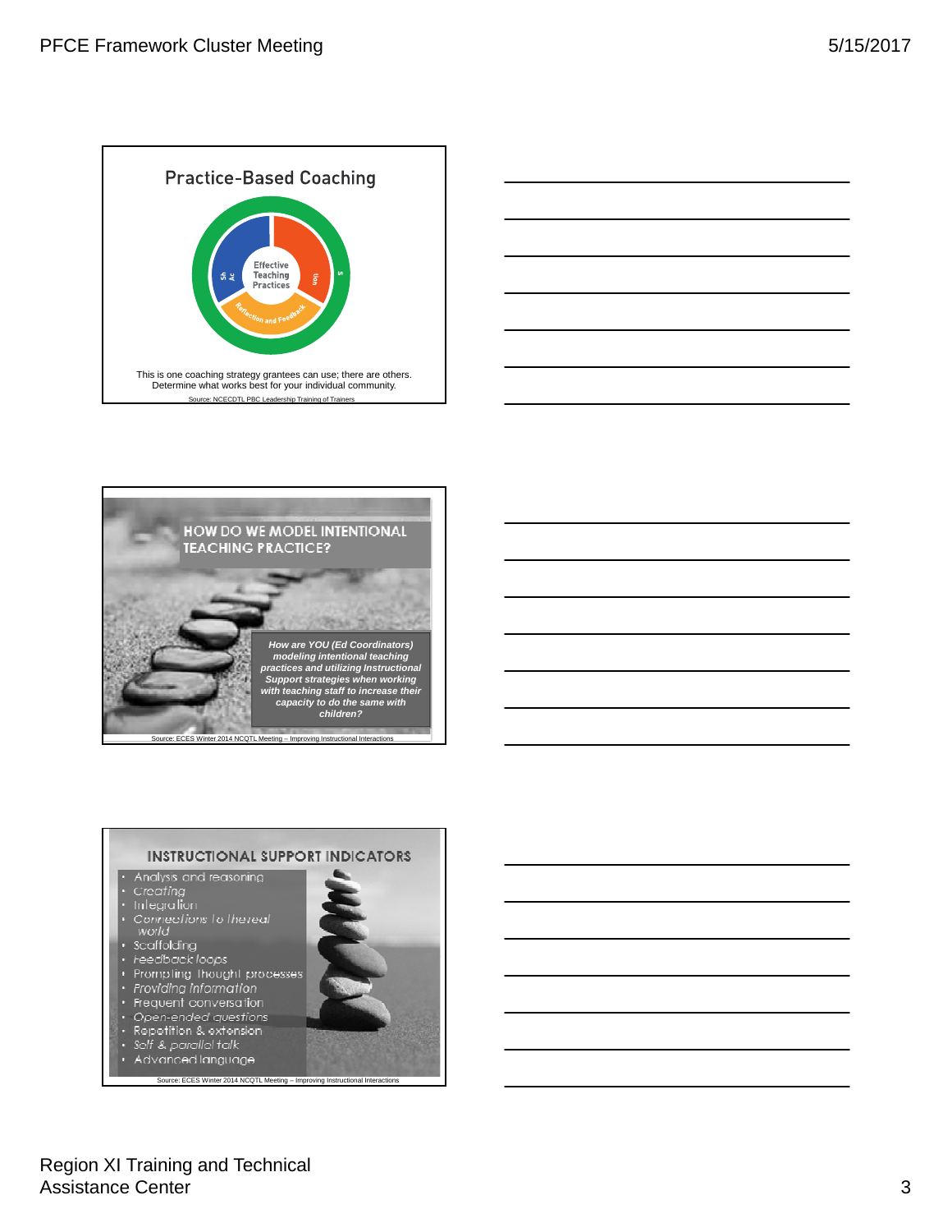## Practice-Based Coaching

Effective Teaching Practices

Reflection and Feedback

This is one coaching strategy grantees can use; there are others. Determine what works best for your individual community.

Source: NCECDTL PBC Leadership Training of Trainers

## HOW DO WE MODEL INTENTIONAL TEACHING PRACTICE?

*How are YOU (Ed Coordinators) modeling intentional teaching practices and utilizing Instructional Support strategies when working with teaching staff to increase their capacity to do the same with children?*

Source: ECES Winter 2014 NCQTL Meeting – Improving Instructional Interactions

## INSTRUCTIONAL SUPPORT INDICATORS

- Analysis and reasoning
- Creating
- Integration
- Connections to the real world
- Scaffolding
- Feedback loops
- Prompting thought processes
- Providing information
- Frequent conversation
- Open-ended questions
- Repetition & extension
- Self & parallel talk
- Advanced language

Source: ECES Winter 2014 NCQTL Meeting – Improving Instructional Interactions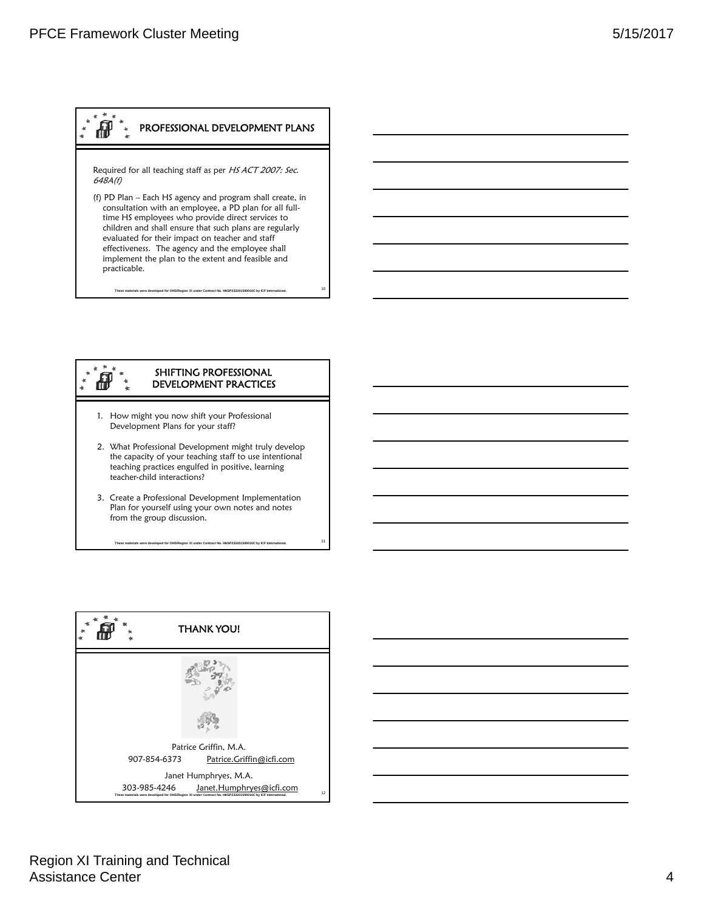## PROFESSIONAL DEVELOPMENT PLANS

Required for all teaching staff as per *HS ACT 2007: Sec. 648A(f)*

(f) PD Plan – Each HS agency and program shall create, in consultation with an employee, a PD plan for all full-time HS employees who provide direct services to children and shall ensure that such plans are regularly evaluated for their impact on teacher and staff effectiveness. The agency and the employee shall implement the plan to the extent and feasible and practicable.

These materials were developed for OHS/Region XI under Contract No. HHSP233201500016C by ICF International.

## SHIFTING PROFESSIONAL DEVELOPMENT PRACTICES

1. How might you now shift your Professional Development Plans for your staff?
2. What Professional Development might truly develop the capacity of your teaching staff to use intentional teaching practices engulfed in positive, learning teacher-child interactions?
3. Create a Professional Development Implementation Plan for yourself using your own notes and notes from the group discussion.

These materials were developed for OHS/Region XI under Contract No. HHSP233201500016C by ICF International.

## THANK YOU!

Patrice Griffin, M.A.
907-854-6373 Patrice.Griffin@icfi.com

Janet Humphryes, M.A.
303-985-4246 Janet.Humphryes@icfi.com

These materials were developed for OHS/Region XI under Contract No. HHSP233201500016C by ICF International.